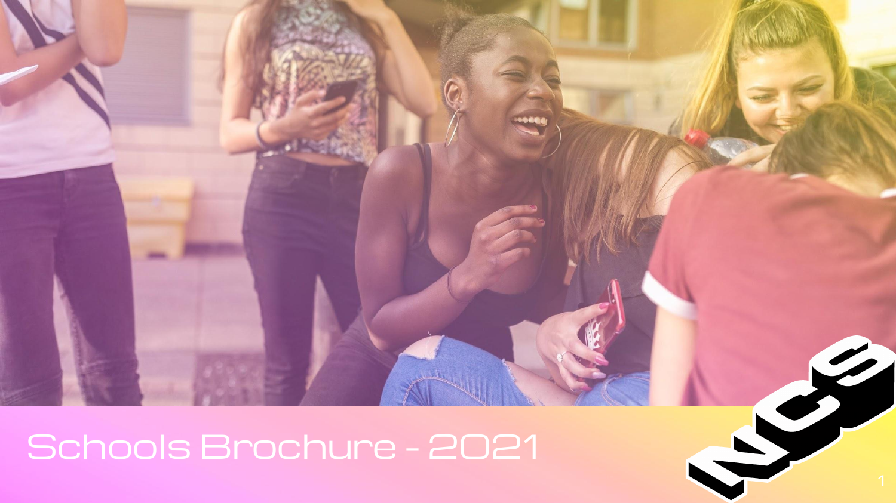# Schools Brochure - 2021

NCS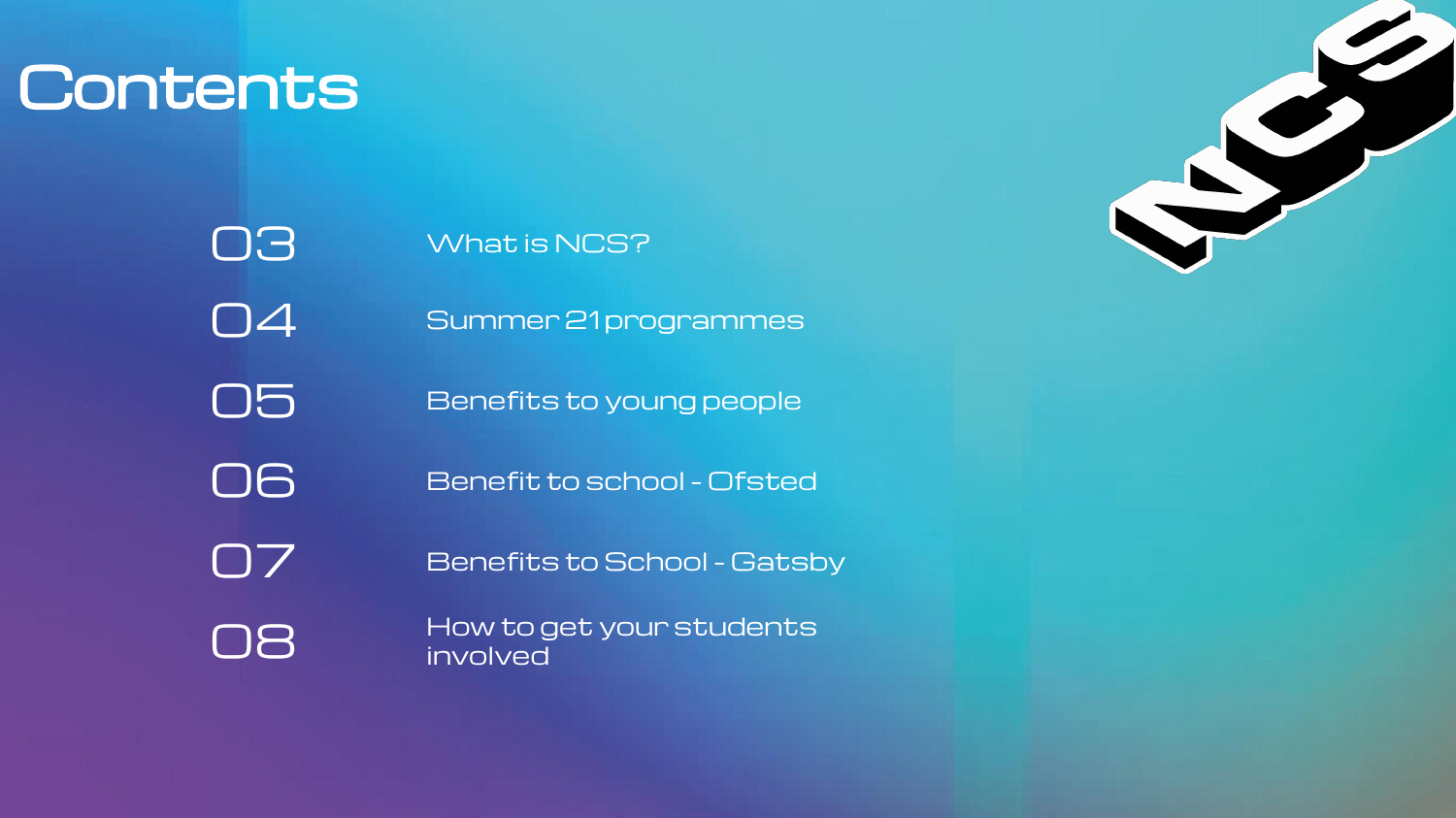# Contents

| | |
|---|---|
| 03 | What is NCS? |
| 04 | Summer 21 programmes |
| 05 | Benefits to young people |
| 06 | Benefit to school - Ofsted |
| 07 | Benefits to School - Gatsby |
| 08 | How to get your students involved |

NCS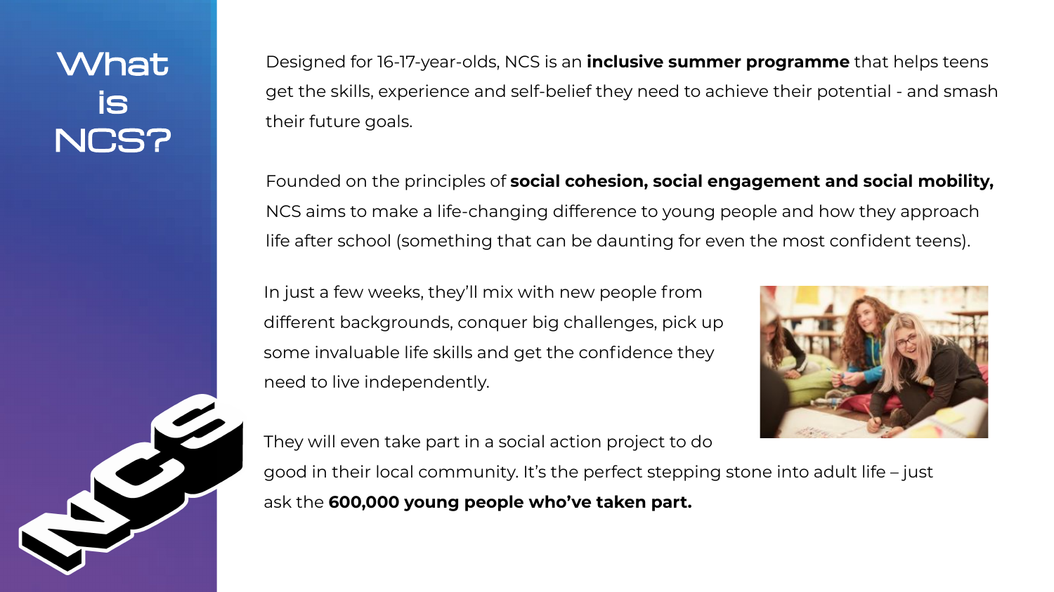# What is NCS?

Designed for 16-17-year-olds, NCS is an **inclusive summer programme** that helps teens get the skills, experience and self-belief they need to achieve their potential - and smash their future goals.

Founded on the principles of **social cohesion, social engagement and social mobility,** NCS aims to make a life-changing difference to young people and how they approach life after school (something that can be daunting for even the most confident teens).

In just a few weeks, they'll mix with new people from different backgrounds, conquer big challenges, pick up some invaluable life skills and get the confidence they need to live independently.

They will even take part in a social action project to do good in their local community. It's the perfect stepping stone into adult life – just ask the **600,000 young people who've taken part.**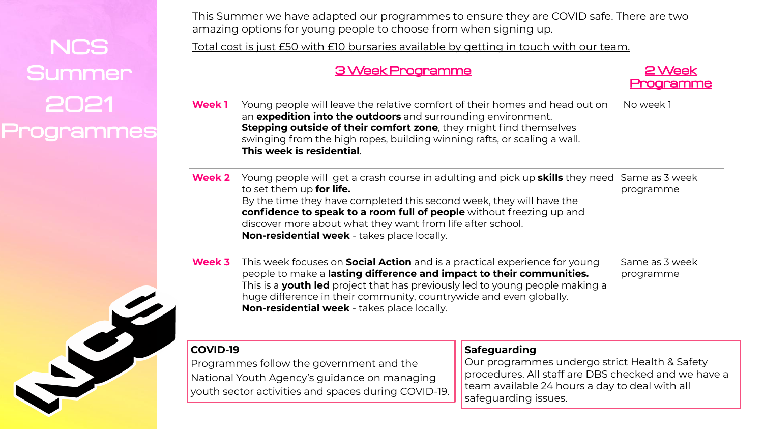# NCS Summer 2021 Programmes

This Summer we have adapted our programmes to ensure they are COVID safe. There are two amazing options for young people to choose from when signing up.

Total cost is just £50 with £10 bursaries available by getting in touch with our team.

| | 3 Week Programme | 2 Week Programme |
|---|---|---|
| **Week 1** | Young people will leave the relative comfort of their homes and head out on an **expedition into the outdoors** and surrounding environment. **Stepping outside of their comfort zone**, they might find themselves swinging from the high ropes, building winning rafts, or scaling a wall. **This week is residential**. | No week 1 |
| **Week 2** | Young people will get a crash course in adulting and pick up **skills** they need to set them up **for life.** By the time they have completed this second week, they will have the **confidence to speak to a room full of people** without freezing up and discover more about what they want from life after school. **Non-residential week** - takes place locally. | Same as 3 week programme |
| **Week 3** | This week focuses on **Social Action** and is a practical experience for young people to make a **lasting difference and impact to their communities.** This is a **youth led** project that has previously led to young people making a huge difference in their community, countrywide and even globally. **Non-residential week** - takes place locally. | Same as 3 week programme |

**COVID-19**
Programmes follow the government and the National Youth Agency's guidance on managing youth sector activities and spaces during COVID-19.

**Safeguarding**
Our programmes undergo strict Health & Safety procedures. All staff are DBS checked and we have a team available 24 hours a day to deal with all safeguarding issues.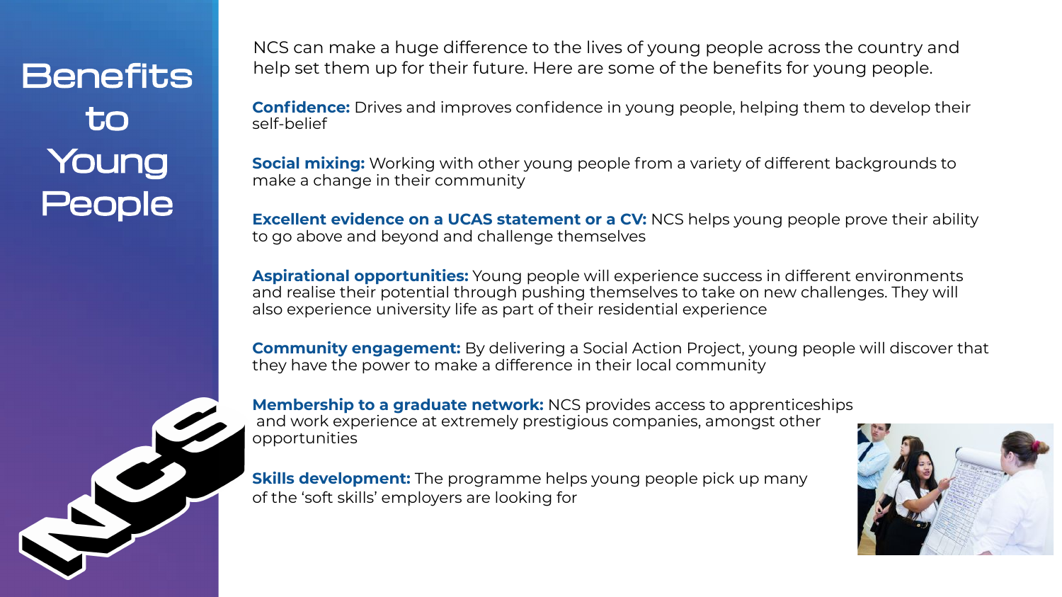# Benefits to Young People

NCS can make a huge difference to the lives of young people across the country and help set them up for their future. Here are some of the benefits for young people.

**Confidence:** Drives and improves confidence in young people, helping them to develop their self-belief

**Social mixing:** Working with other young people from a variety of different backgrounds to make a change in their community

**Excellent evidence on a UCAS statement or a CV:** NCS helps young people prove their ability to go above and beyond and challenge themselves

**Aspirational opportunities:** Young people will experience success in different environments and realise their potential through pushing themselves to take on new challenges. They will also experience university life as part of their residential experience

**Community engagement:** By delivering a Social Action Project, young people will discover that they have the power to make a difference in their local community

**Membership to a graduate network:** NCS provides access to apprenticeships and work experience at extremely prestigious companies, amongst other opportunities

**Skills development:** The programme helps young people pick up many of the 'soft skills' employers are looking for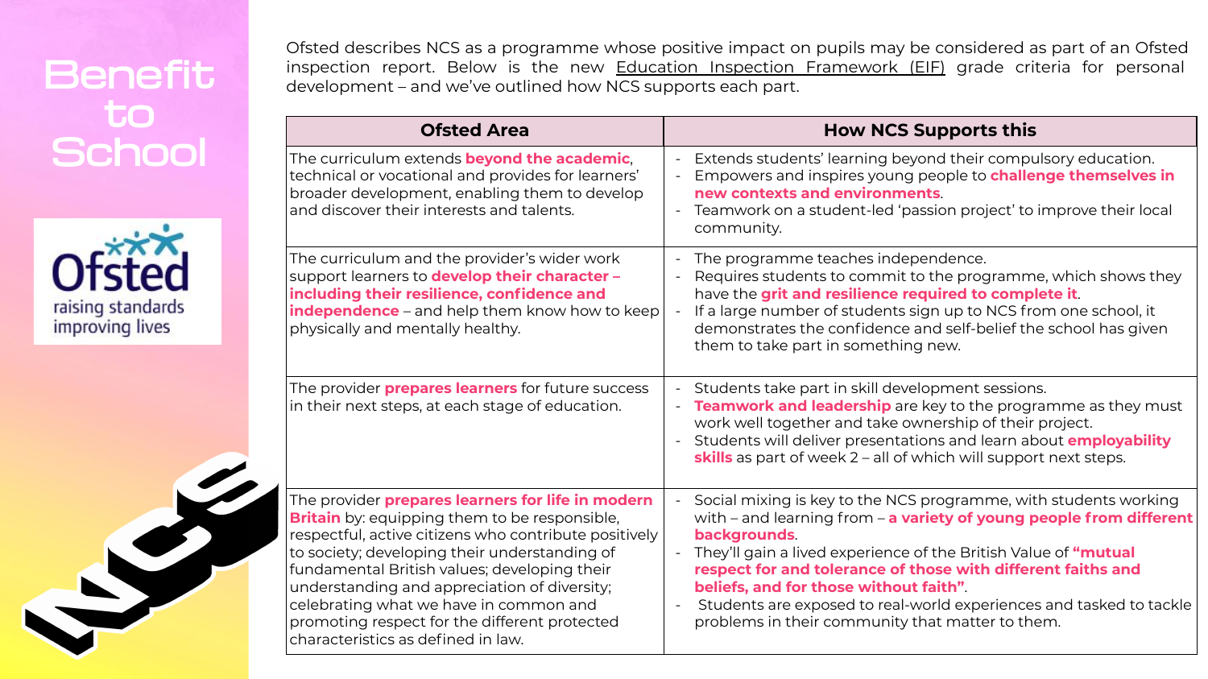# Benefit to School

Ofsted describes NCS as a programme whose positive impact on pupils may be considered as part of an Ofsted inspection report. Below is the new Education Inspection Framework (EIF) grade criteria for personal development – and we've outlined how NCS supports each part.

| Ofsted Area | How NCS Supports this |
|---|---|
| The curriculum extends **beyond the academic**, technical or vocational and provides for learners' broader development, enabling them to develop and discover their interests and talents. | - Extends students' learning beyond their compulsory education.<br>- Empowers and inspires young people to **challenge themselves in new contexts and environments**.<br>- Teamwork on a student-led 'passion project' to improve their local community. |
| The curriculum and the provider's wider work support learners to **develop their character – including their resilience, confidence and independence** – and help them know how to keep physically and mentally healthy. | - The programme teaches independence.<br>- Requires students to commit to the programme, which shows they have the **grit and resilience required to complete it**.<br>- If a large number of students sign up to NCS from one school, it demonstrates the confidence and self-belief the school has given them to take part in something new. |
| The provider **prepares learners** for future success in their next steps, at each stage of education. | - Students take part in skill development sessions.<br>- **Teamwork and leadership** are key to the programme as they must work well together and take ownership of their project.<br>- Students will deliver presentations and learn about **employability skills** as part of week 2 – all of which will support next steps. |
| The provider **prepares learners for life in modern Britain** by: equipping them to be responsible, respectful, active citizens who contribute positively to society; developing their understanding of fundamental British values; developing their understanding and appreciation of diversity; celebrating what we have in common and promoting respect for the different protected characteristics as defined in law. | - Social mixing is key to the NCS programme, with students working with – and learning from – **a variety of young people from different backgrounds**.<br>- They'll gain a lived experience of the British Value of **"mutual respect for and tolerance of those with different faiths and beliefs, and for those without faith"**.<br>- Students are exposed to real-world experiences and tasked to tackle problems in their community that matter to them. |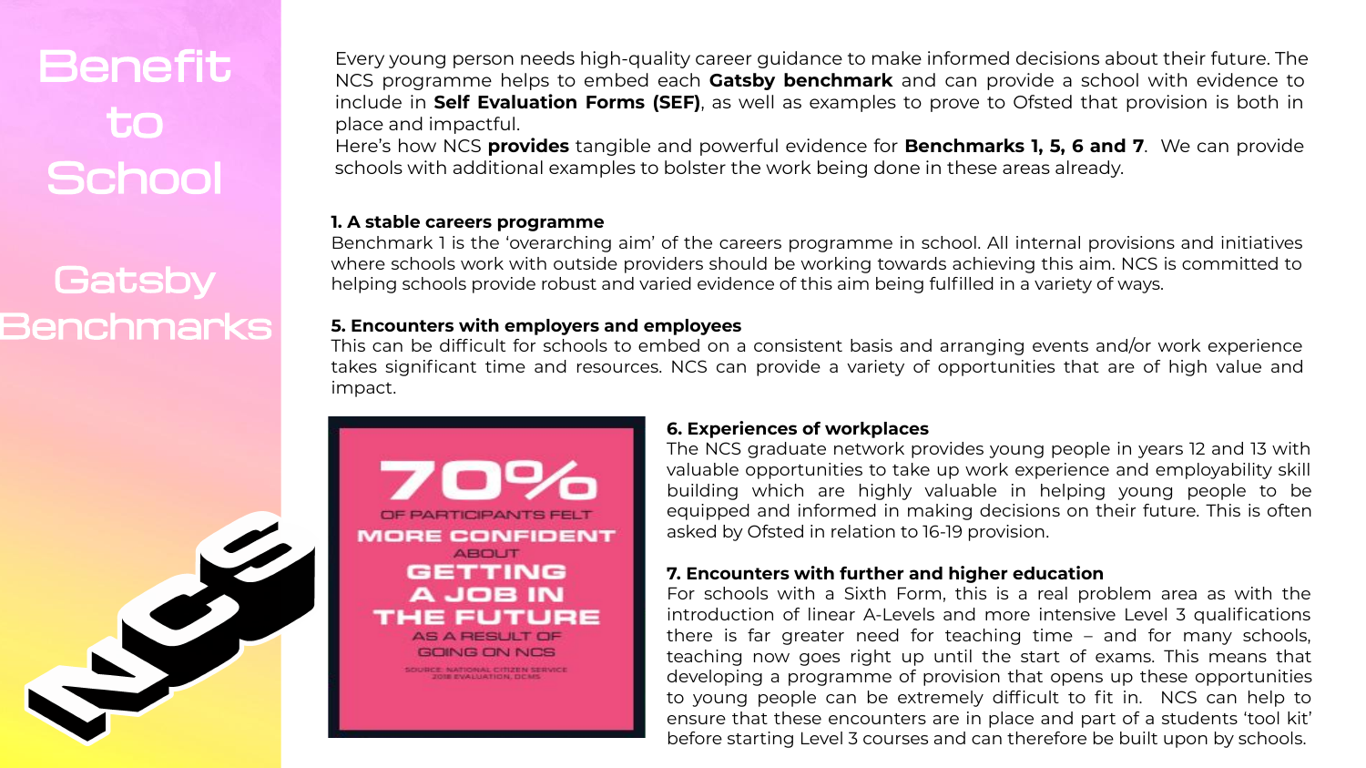# Benefit to School

## Gatsby Benchmarks

Every young person needs high-quality career guidance to make informed decisions about their future. The NCS programme helps to embed each **Gatsby benchmark** and can provide a school with evidence to include in **Self Evaluation Forms (SEF)**, as well as examples to prove to Ofsted that provision is both in place and impactful.

Here's how NCS **provides** tangible and powerful evidence for **Benchmarks 1, 5, 6 and 7**. We can provide schools with additional examples to bolster the work being done in these areas already.

**1. A stable careers programme**

Benchmark 1 is the 'overarching aim' of the careers programme in school. All internal provisions and initiatives where schools work with outside providers should be working towards achieving this aim. NCS is committed to helping schools provide robust and varied evidence of this aim being fulfilled in a variety of ways.

**5. Encounters with employers and employees**

This can be difficult for schools to embed on a consistent basis and arranging events and/or work experience takes significant time and resources. NCS can provide a variety of opportunities that are of high value and impact.

**70%** OF PARTICIPANTS FELT **MORE CONFIDENT** ABOUT **GETTING A JOB IN THE FUTURE** AS A RESULT OF GOING ON NCS

SOURCE: NATIONAL CITIZEN SERVICE 2018 EVALUATION, DCMS

**6. Experiences of workplaces**

The NCS graduate network provides young people in years 12 and 13 with valuable opportunities to take up work experience and employability skill building which are highly valuable in helping young people to be equipped and informed in making decisions on their future. This is often asked by Ofsted in relation to 16-19 provision.

**7. Encounters with further and higher education**

For schools with a Sixth Form, this is a real problem area as with the introduction of linear A-Levels and more intensive Level 3 qualifications there is far greater need for teaching time – and for many schools, teaching now goes right up until the start of exams. This means that developing a programme of provision that opens up these opportunities to young people can be extremely difficult to fit in. NCS can help to ensure that these encounters are in place and part of a students 'tool kit' before starting Level 3 courses and can therefore be built upon by schools.

NCS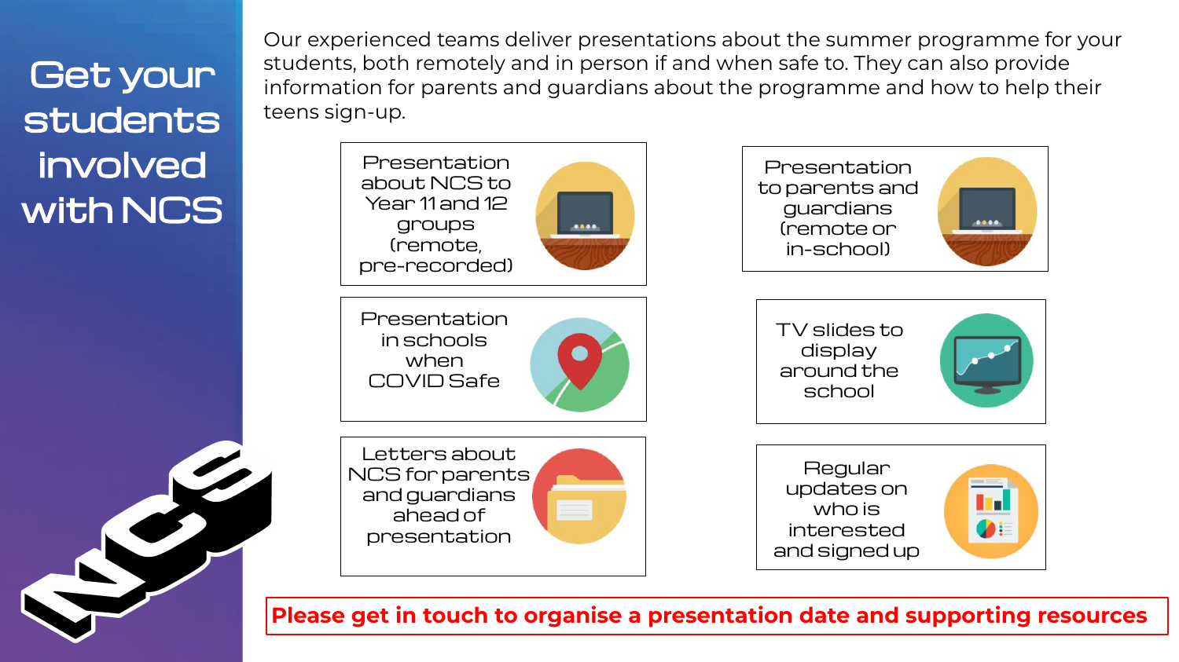# Get your students involved with NCS

Our experienced teams deliver presentations about the summer programme for your students, both remotely and in person if and when safe to. They can also provide information for parents and guardians about the programme and how to help their teens sign-up.

- Presentation about NCS to Year 11 and 12 groups (remote, pre-recorded)
- Presentation to parents and guardians (remote or in-school)
- Presentation in schools when COVID Safe
- TV slides to display around the school
- Letters about NCS for parents and guardians ahead of presentation
- Regular updates on who is interested and signed up

**Please get in touch to organise a presentation date and supporting resources**

NCS